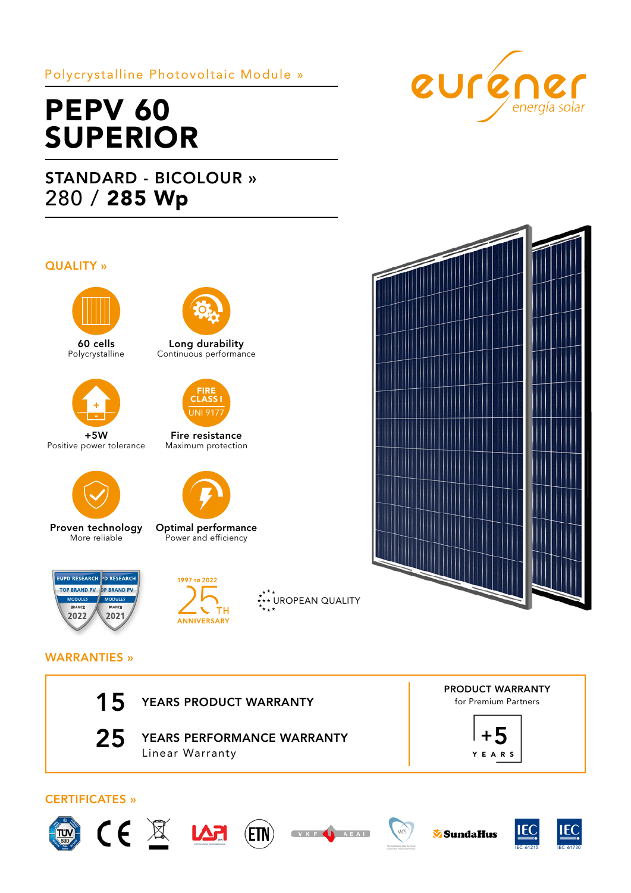Polycrystalline Photovoltaic Module »

# PEPV 60 SUPERIOR

## STANDARD - BICOLOUR »

280 / **285 Wp**

eurener energía solar

## QUALITY »

**60 cells**
Polycrystalline

**Long durability**
Continuous performance

**+5W**
Positive power tolerance

FIRE CLASS I UNI 9177

**Fire resistance**
Maximum protection

**Proven technology**
More reliable

**Optimal performance**
Power and efficiency

EUPD RESEARCH TOP BRAND PV MODULES FRANCE 2022

EUPD RESEARCH TOP BRAND PV MODULES FRANCE 2021

1997 TO 2022 25TH ANNIVERSARY

EUROPEAN QUALITY

## WARRANTIES »

**15** YEARS PRODUCT WARRANTY

**25** YEARS PERFORMANCE WARRANTY
Linear Warranty

**PRODUCT WARRANTY**
for Premium Partners

**+5** YEARS

## CERTIFICATES »

TÜV SÜD · CE · WEEE · LAPI · ETN · VKF AEAI · MCS · SundaHus · IEC 61215 · IEC 61730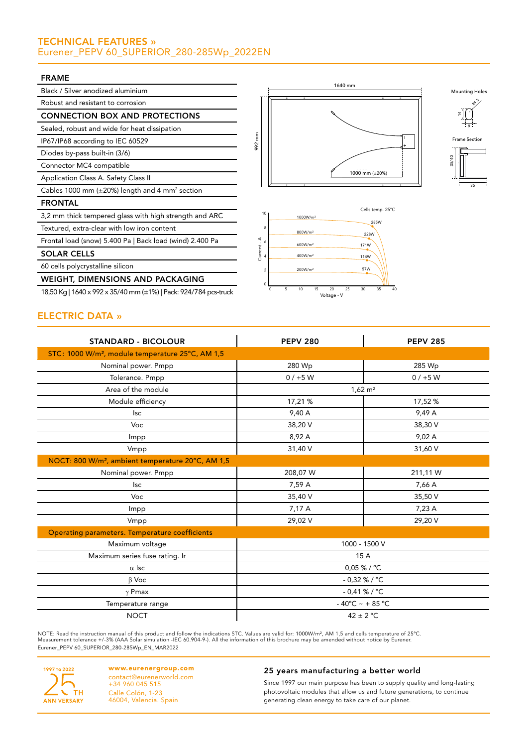# TECHNICAL FEATURES »

Eurener_PEPV 60_SUPERIOR_280-285Wp_2022EN

| | |
|---|---|
| **FRAME** | |
| Black / Silver anodized aluminium | |
| Robust and resistant to corrosion | |
| **CONNECTION BOX AND PROTECTIONS** | |
| Sealed, robust and wide for heat dissipation | |
| IP67/IP68 according to IEC 60529 | |
| Diodes by-pass built-in (3/6) | |
| Connector MC4 compatible | |
| Application Class A. Safety Class II | |
| Cables 1000 mm (±20%) length and 4 mm² section | |
| **FRONTAL** | |
| 3,2 mm thick tempered glass with high strength and ARC | |
| Textured, extra-clear with low iron content | |
| Frontal load (snow) 5.400 Pa \| Back load (wind) 2.400 Pa | |
| **SOLAR CELLS** | |
| 60 cells polycrystalline silicon | |
| **WEIGHT, DIMENSIONS AND PACKAGING** | |
| 18,50 Kg \| 1640 x 992 x 35/40 mm (±1%) \| Pack: 924/784 pcs-truck | |

1640 mm
992 mm
1000 mm (±20%)
Mounting Holes
Ø4.5
14
9
Frame Section
35/40
35

Cells temp. 25°C
1000W/m² 285W
800W/m² 228W
600W/m² 171W
400W/m² 114W
200W/m² 57W
Current - A
Voltage - V
0 2 4 6 8 10
0 5 10 15 20 25 30 35 40

# ELECTRIC DATA »

| STANDARD - BICOLOUR | PEPV 280 | PEPV 285 |
|---|---|---|
| **STC: 1000 W/m², module temperature 25°C, AM 1,5** | | |
| Nominal power. Pmpp | 280 Wp | 285 Wp |
| Tolerance. Pmpp | 0 / +5 W | 0 / +5 W |
| Area of the module | 1,62 m² | |
| Module efficiency | 17,21 % | 17,52 % |
| Isc | 9,40 A | 9,49 A |
| Voc | 38,20 V | 38,30 V |
| Impp | 8,92 A | 9,02 A |
| Vmpp | 31,40 V | 31,60 V |
| **NOCT: 800 W/m², ambient temperature 20°C, AM 1,5** | | |
| Nominal power. Pmpp | 208,07 W | 211,11 W |
| Isc | 7,59 A | 7,66 A |
| Voc | 35,40 V | 35,50 V |
| Impp | 7,17 A | 7,23 A |
| Vmpp | 29,02 V | 29,20 V |
| **Operating parameters. Temperature coefficients** | | |
| Maximum voltage | 1000 - 1500 V | |
| Maximum series fuse rating. Ir | 15 A | |
| α Isc | 0,05 % / °C | |
| β Voc | - 0,32 % / °C | |
| γ Pmax | - 0,41 % / °C | |
| Temperature range | - 40°C ~ + 85 °C | |
| NOCT | 42 ± 2 °C | |

NOTE: Read the instruction manual of this product and follow the indications STC. Values are valid for: 1000W/m², AM 1,5 and cells temperature of 25°C. Measurement tolerance +/-3% (AAA Solar simulation -IEC 60.904-9-). All the information of this brochure may be amended without notice by Eurener.
Eurener_PEPV 60_SUPERIOR_280-285Wp_EN_MAR2022

1997 TO 2022
25TH ANNIVERSARY

**www.eurenergroup.com**
contact@eurenerworld.com
+34 960 045 515
Calle Colón, 1-23
46004, Valencia. Spain

## 25 years manufacturing a better world

Since 1997 our main purpose has been to supply quality and long-lasting photovoltaic modules that allow us and future generations, to continue generating clean energy to take care of our planet.